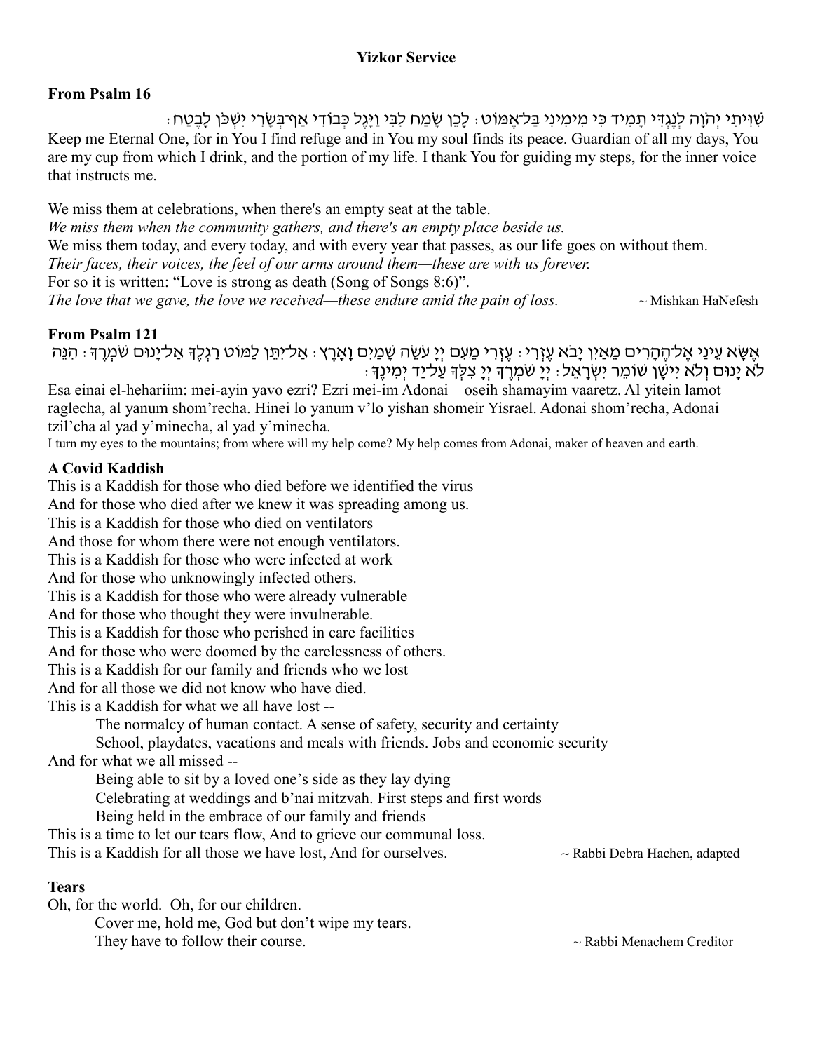## Yizkor Service

### From Psalm 16

שִׁוִּיתִי יְהֹוָה לְנֶגְדִּי תָמִיד כִּי מִימִינִי בַּל־אֶמּוֹט׃ לָכֵן שָׂמַח לִבִּי וַיָּגֶל כְּבוֹדִי אַף־בְּשָׂרִי יִשְׁכֹּן לָבֶטַח׃

Keep me Eternal One, for in You I find refuge and in You my soul finds its peace. Guardian of all my days, You are my cup from which I drink, and the portion of my life. I thank You for guiding my steps, for the inner voice that instructs me.

We miss them at celebrations, when there's an empty seat at the table.
*We miss them when the community gathers, and there's an empty place beside us.*
We miss them today, and every today, and with every year that passes, as our life goes on without them.
*Their faces, their voices, the feel of our arms around them—these are with us forever.*
For so it is written: "Love is strong as death (Song of Songs 8:6)".
*The love that we gave, the love we received—these endure amid the pain of loss.* ~ Mishkan HaNefesh

### From Psalm 121

אֶשָּׂא עֵינַי אֶל־הֶהָרִים מֵאַיִן יָבֹא עֶזְרִי׃ עֶזְרִי מֵעִם יְיָ עֹשֵׂה שָׁמַיִם וָאָרֶץ׃ אַל־יִתֵּן לַמּוֹט רַגְלֶךָ אַל־יָנוּם שֹׁמְרֶךָ׃ הִנֵּה לֹא יָנוּם וְלֹא יִישָׁן שׁוֹמֵר יִשְׂרָאֵל׃ יְיָ שֹׁמְרֶךָ יְיָ צִלְּךָ עַל־יַד יְמִינֶךָ׃

Esa einai el-heharim: mei-ayin yavo ezri? Ezri mei-im Adonai—oseih shamayim vaaretz. Al yitein lamot raglecha, al yanum shom'recha. Hinei lo yanum v'lo yishan shomeir Yisrael. Adonai shom'recha, Adonai tzil'cha al yad y'minecha, al yad y'minecha.

I turn my eyes to the mountains; from where will my help come? My help comes from Adonai, maker of heaven and earth.

### A Covid Kaddish

This is a Kaddish for those who died before we identified the virus
And for those who died after we knew it was spreading among us.
This is a Kaddish for those who died on ventilators
And those for whom there were not enough ventilators.
This is a Kaddish for those who were infected at work
And for those who unknowingly infected others.
This is a Kaddish for those who were already vulnerable
And for those who thought they were invulnerable.
This is a Kaddish for those who perished in care facilities
And for those who were doomed by the carelessness of others.
This is a Kaddish for our family and friends who we lost
And for all those we did not know who have died.
This is a Kaddish for what we all have lost --
 The normalcy of human contact. A sense of safety, security and certainty
 School, playdates, vacations and meals with friends. Jobs and economic security
And for what we all missed --
 Being able to sit by a loved one's side as they lay dying
 Celebrating at weddings and b'nai mitzvah. First steps and first words
 Being held in the embrace of our family and friends
This is a time to let our tears flow, And to grieve our communal loss.
This is a Kaddish for all those we have lost, And for ourselves. ~ Rabbi Debra Hachen, adapted

### Tears

Oh, for the world. Oh, for our children.
 Cover me, hold me, God but don't wipe my tears.
 They have to follow their course. ~ Rabbi Menachem Creditor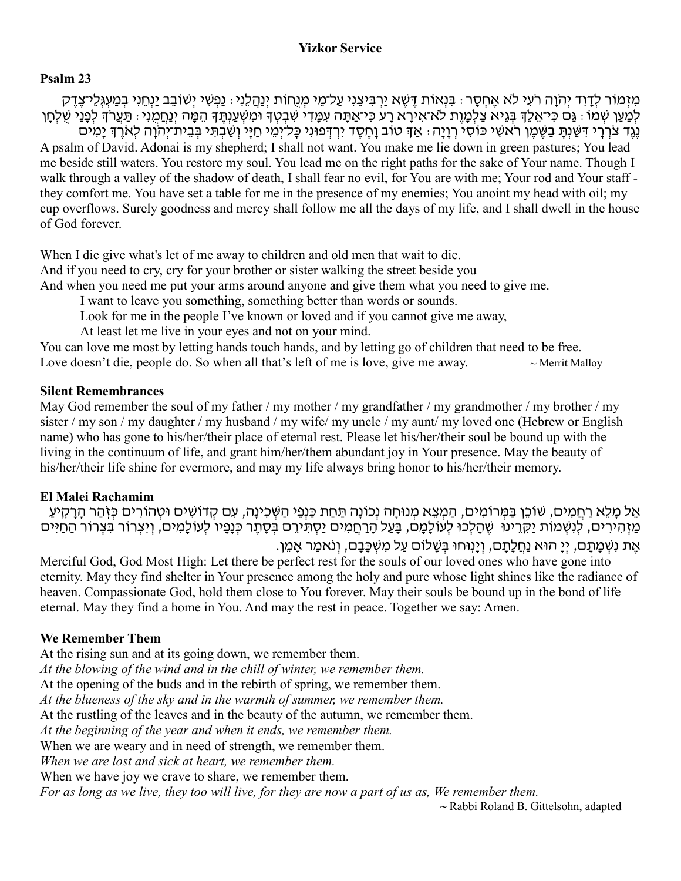# Yizkor Service

## Psalm 23

מִזְמוֹר לְדָוִד יְהֹוָה רֹעִי לֹא אֶחְסָר׃ בִּנְאוֹת דֶּשֶׁא יַרְבִּיצֵנִי עַל־מֵי מְנֻחוֹת יְנַהֲלֵנִי׃ נַפְשִׁי יְשׁוֹבֵב יַנְחֵנִי בְמַעְגְּלֵי־צֶדֶק לְמַעַן שְׁמוֹ׃ גַּם כִּי־אֵלֵךְ בְּגֵיא צַלְמָוֶת לֹא־אִירָא רָע כִּי־אַתָּה עִמָּדִי שִׁבְטְךָ וּמִשְׁעַנְתֶּךָ הֵמָּה יְנַחֲמֻנִי׃ תַּעֲרֹךְ לְפָנַי שֻׁלְחָן נֶגֶד צֹרְרָי דִּשַּׁנְתָּ בַשֶּׁמֶן רֹאשִׁי כּוֹסִי רְוָיָה׃ אַךְ טוֹב וָחֶסֶד יִרְדְּפוּנִי כָּל־יְמֵי חַיָּי וְשַׁבְתִּי בְּבֵית־יְהֹוָה לְאֹרֶךְ יָמִים

A psalm of David. Adonai is my shepherd; I shall not want. You make me lie down in green pastures; You lead me beside still waters. You restore my soul. You lead me on the right paths for the sake of Your name. Though I walk through a valley of the shadow of death, I shall fear no evil, for You are with me; Your rod and Your staff - they comfort me. You have set a table for me in the presence of my enemies; You anoint my head with oil; my cup overflows. Surely goodness and mercy shall follow me all the days of my life, and I shall dwell in the house of God forever.

When I die give what's let of me away to children and old men that wait to die.
And if you need to cry, cry for your brother or sister walking the street beside you
And when you need me put your arms around anyone and give them what you need to give me.

I want to leave you something, something better than words or sounds.
Look for me in the people I've known or loved and if you cannot give me away,
At least let me live in your eyes and not on your mind.

You can love me most by letting hands touch hands, and by letting go of children that need to be free.
Love doesn't die, people do. So when all that's left of me is love, give me away. ~ Merrit Malloy

## Silent Remembrances

May God remember the soul of my father / my mother / my grandfather / my grandmother / my brother / my sister / my son / my daughter / my husband / my wife/ my uncle / my aunt/ my loved one (Hebrew or English name) who has gone to his/her/their place of eternal rest. Please let his/her/their soul be bound up with the living in the continuum of life, and grant him/her/them abundant joy in Your presence. May the beauty of his/her/their life shine for evermore, and may my life always bring honor to his/her/their memory.

## El Malei Rachamim

אֵל מָלֵא רַחֲמִים, שׁוֹכֵן בַּמְּרוֹמִים, הַמְצֵא מְנוּחָה נְכוֹנָה תַּחַת כַּנְפֵי הַשְּׁכִינָה, עִם קְדוֹשִׁים וּטְהוֹרִים כְּזֹהַר הָרָקִיעַ מַזְהִירִים, לְנִשְׁמוֹת יַקִּירֵינוּ שֶׁהָלְכוּ לְעוֹלָמָם, בַּעַל הָרַחֲמִים יַסְתִּירֵם בְּסֵתֶר כְּנָפָיו לְעוֹלָמִים, וְיִצְרוֹר בִּצְרוֹר הַחַיִּים אֶת נִשְׁמָתָם, יְיָ הוּא נַחֲלָתָם, וְיָנוּחוּ בְּשָׁלוֹם עַל מִשְׁכָּבָם, וְנֹאמַר אָמֵן.

Merciful God, God Most High: Let there be perfect rest for the souls of our loved ones who have gone into eternity. May they find shelter in Your presence among the holy and pure whose light shines like the radiance of heaven. Compassionate God, hold them close to You forever. May their souls be bound up in the bond of life eternal. May they find a home in You. And may the rest in peace. Together we say: Amen.

## We Remember Them

At the rising sun and at its going down, we remember them.
*At the blowing of the wind and in the chill of winter, we remember them.*
At the opening of the buds and in the rebirth of spring, we remember them.
*At the blueness of the sky and in the warmth of summer, we remember them.*
At the rustling of the leaves and in the beauty of the autumn, we remember them.
*At the beginning of the year and when it ends, we remember them.*
When we are weary and in need of strength, we remember them.
*When we are lost and sick at heart, we remember them.*
When we have joy we crave to share, we remember them.
*For as long as we live, they too will live, for they are now a part of us as, We remember them.*

~ Rabbi Roland B. Gittelsohn, adapted